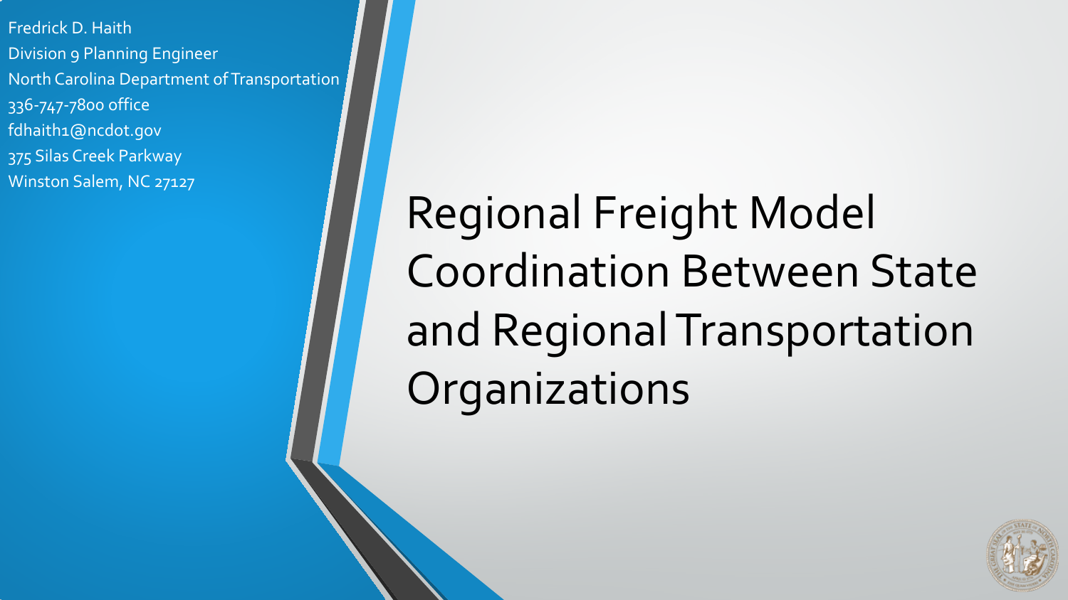Fredrick D. Haith
Division 9 Planning Engineer
North Carolina Department of Transportation
336-747-7800 office
fdhaith1@ncdot.gov
375 Silas Creek Parkway
Winston Salem, NC 27127

# Regional Freight Model Coordination Between State and Regional Transportation Organizations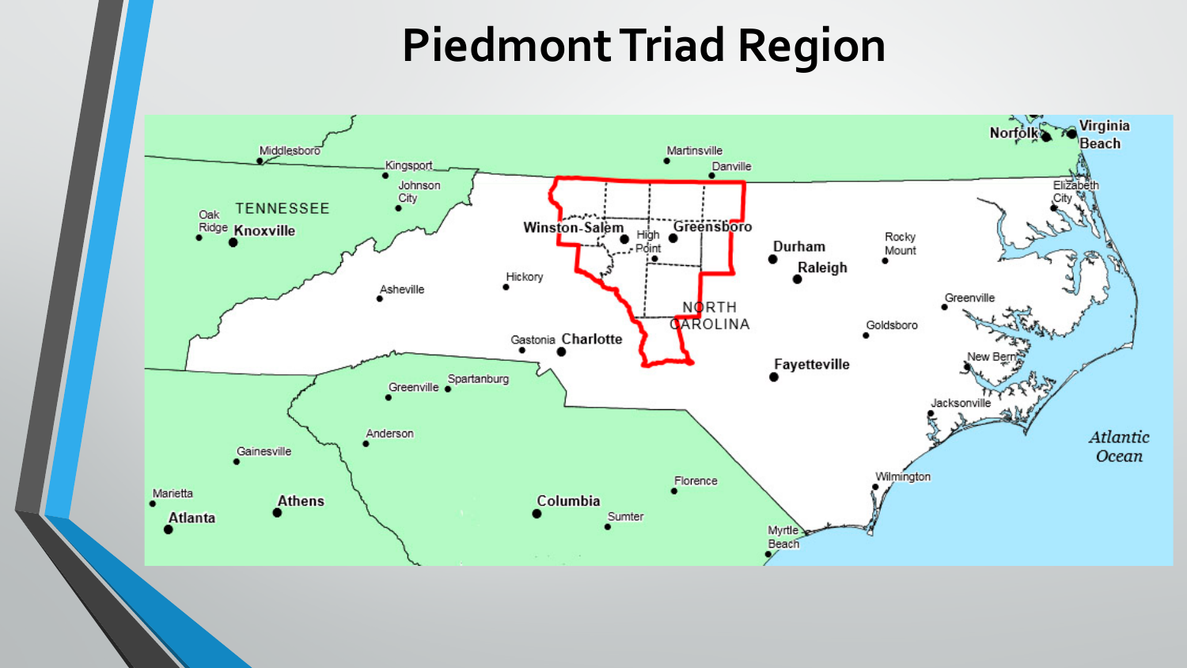# Piedmont Triad Region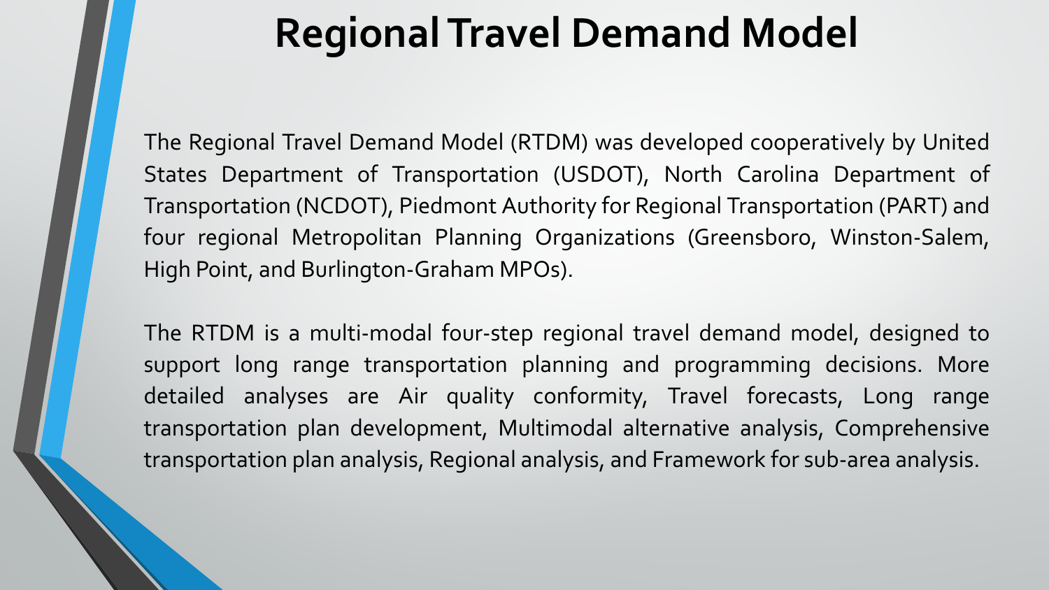# Regional Travel Demand Model

The Regional Travel Demand Model (RTDM) was developed cooperatively by United States Department of Transportation (USDOT), North Carolina Department of Transportation (NCDOT), Piedmont Authority for Regional Transportation (PART) and four regional Metropolitan Planning Organizations (Greensboro, Winston-Salem, High Point, and Burlington-Graham MPOs).

The RTDM is a multi-modal four-step regional travel demand model, designed to support long range transportation planning and programming decisions. More detailed analyses are Air quality conformity, Travel forecasts, Long range transportation plan development, Multimodal alternative analysis, Comprehensive transportation plan analysis, Regional analysis, and Framework for sub-area analysis.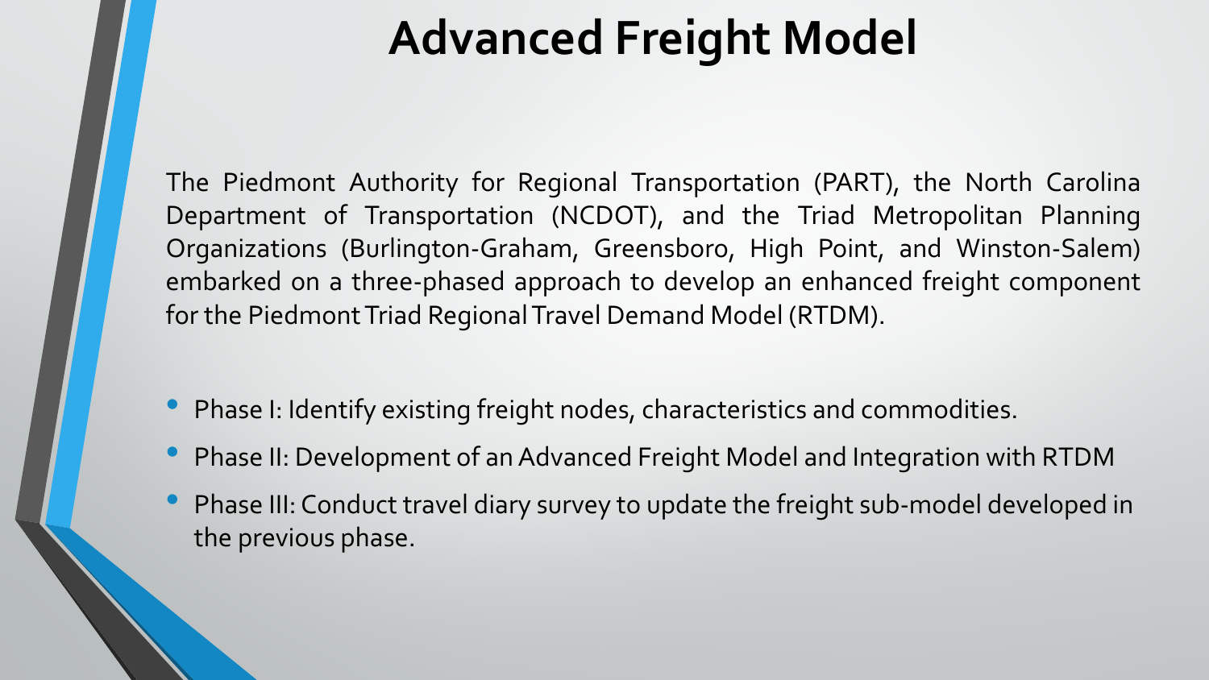# Advanced Freight Model

The Piedmont Authority for Regional Transportation (PART), the North Carolina Department of Transportation (NCDOT), and the Triad Metropolitan Planning Organizations (Burlington-Graham, Greensboro, High Point, and Winston-Salem) embarked on a three-phased approach to develop an enhanced freight component for the Piedmont Triad Regional Travel Demand Model (RTDM).

- Phase I: Identify existing freight nodes, characteristics and commodities.
- Phase II: Development of an Advanced Freight Model and Integration with RTDM
- Phase III: Conduct travel diary survey to update the freight sub-model developed in the previous phase.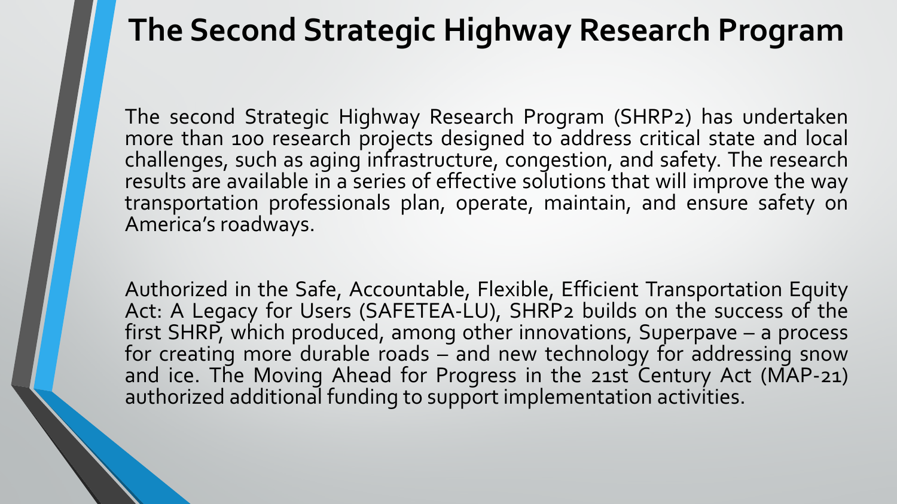# The Second Strategic Highway Research Program

The second Strategic Highway Research Program (SHRP2) has undertaken more than 100 research projects designed to address critical state and local challenges, such as aging infrastructure, congestion, and safety. The research results are available in a series of effective solutions that will improve the way transportation professionals plan, operate, maintain, and ensure safety on America's roadways.

Authorized in the Safe, Accountable, Flexible, Efficient Transportation Equity Act: A Legacy for Users (SAFETEA-LU), SHRP2 builds on the success of the first SHRP, which produced, among other innovations, Superpave – a process for creating more durable roads – and new technology for addressing snow and ice. The Moving Ahead for Progress in the 21st Century Act (MAP-21) authorized additional funding to support implementation activities.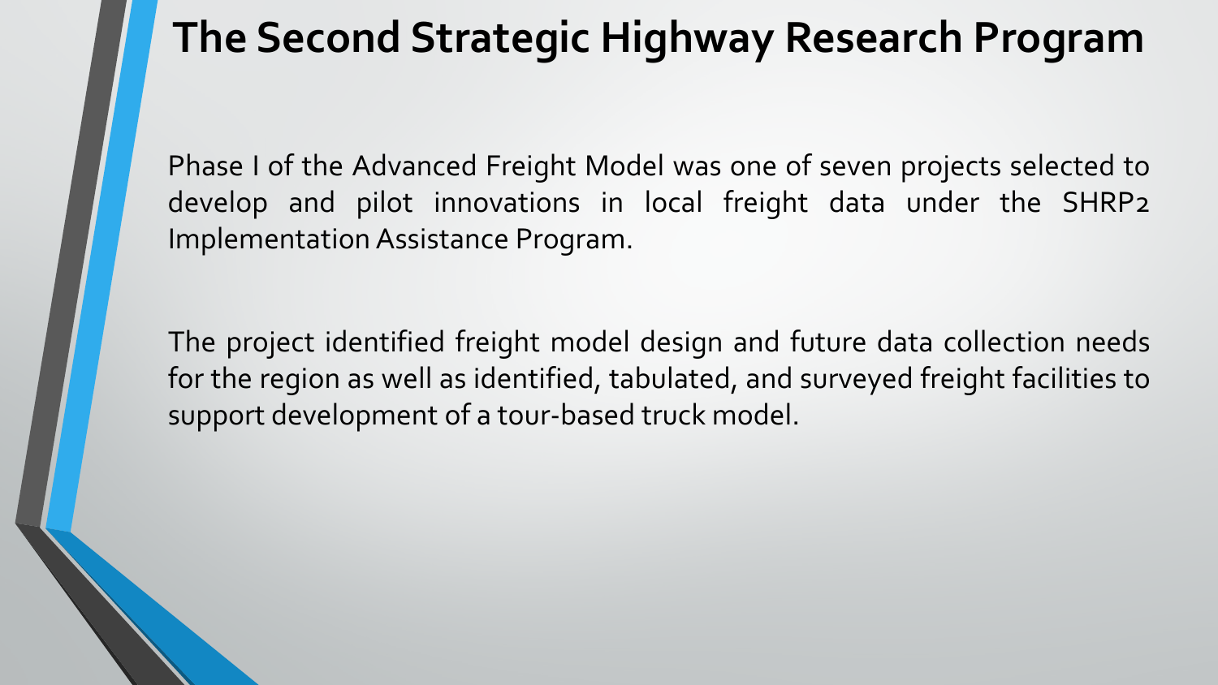# The Second Strategic Highway Research Program

Phase I of the Advanced Freight Model was one of seven projects selected to develop and pilot innovations in local freight data under the SHRP2 Implementation Assistance Program.

The project identified freight model design and future data collection needs for the region as well as identified, tabulated, and surveyed freight facilities to support development of a tour-based truck model.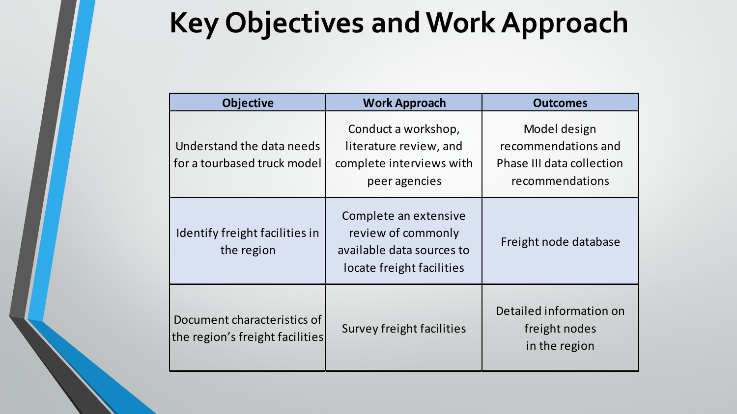# Key Objectives and Work Approach

| Objective | Work Approach | Outcomes |
|---|---|---|
| Understand the data needs for a tourbased truck model | Conduct a workshop, literature review, and complete interviews with peer agencies | Model design recommendations and Phase III data collection recommendations |
| Identify freight facilities in the region | Complete an extensive review of commonly available data sources to locate freight facilities | Freight node database |
| Document characteristics of the region's freight facilities | Survey freight facilities | Detailed information on freight nodes in the region |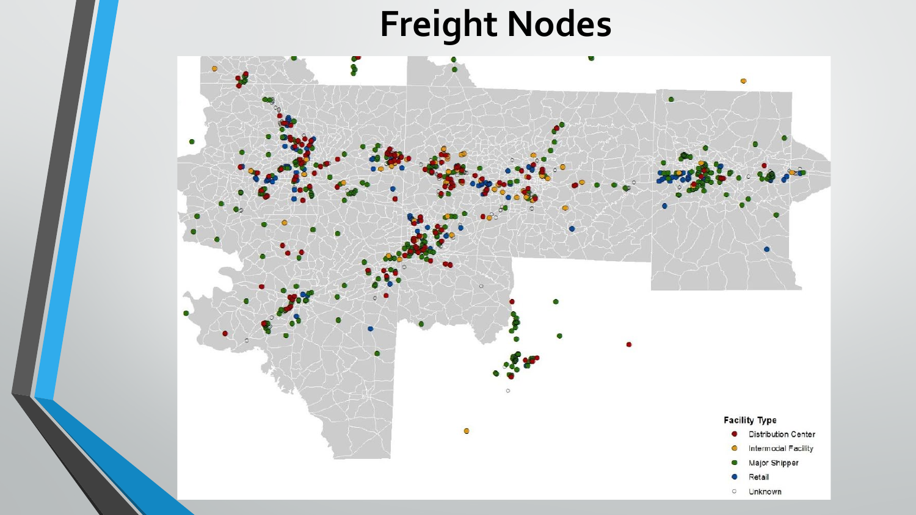# Freight Nodes

**Facility Type**

- Distribution Center
- Intermodal Facility
- Major Shipper
- Retail
- Unknown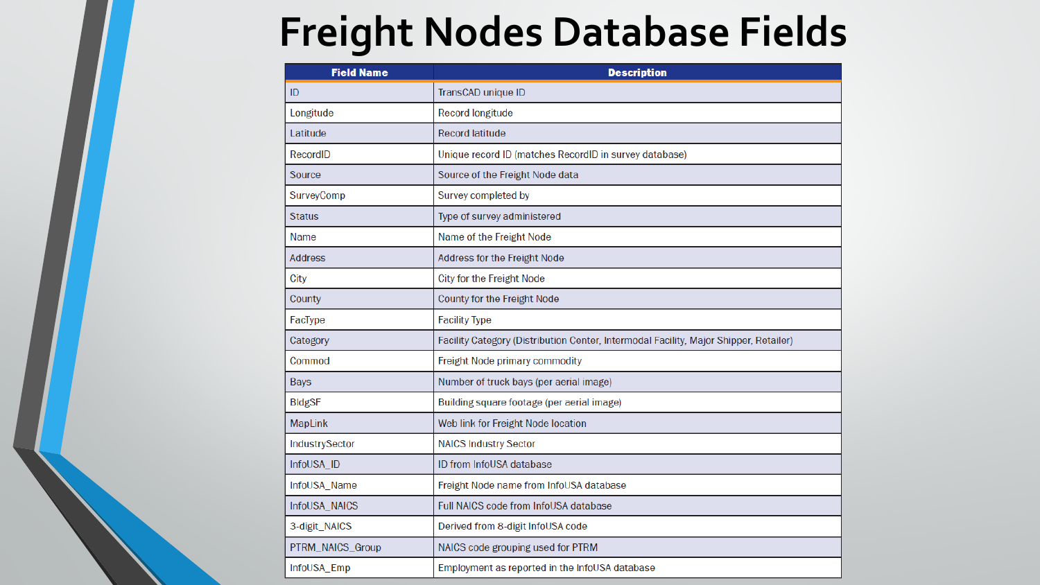# Freight Nodes Database Fields

| Field Name | Description |
|---|---|
| ID | TransCAD unique ID |
| Longitude | Record longitude |
| Latitude | Record latitude |
| RecordID | Unique record ID (matches RecordID in survey database) |
| Source | Source of the Freight Node data |
| SurveyComp | Survey completed by |
| Status | Type of survey administered |
| Name | Name of the Freight Node |
| Address | Address for the Freight Node |
| City | City for the Freight Node |
| County | County for the Freight Node |
| FacType | Facility Type |
| Category | Facility Category (Distribution Center, Intermodal Facility, Major Shipper, Retailer) |
| Commod | Freight Node primary commodity |
| Bays | Number of truck bays (per aerial image) |
| BldgSF | Building square footage (per aerial image) |
| MapLink | Web link for Freight Node location |
| IndustrySector | NAICS Industry Sector |
| InfoUSA_ID | ID from InfoUSA database |
| InfoUSA_Name | Freight Node name from InfoUSA database |
| InfoUSA_NAICS | Full NAICS code from InfoUSA database |
| 3-digit_NAICS | Derived from 8-digit InfoUSA code |
| PTRM_NAICS_Group | NAICS code grouping used for PTRM |
| InfoUSA_Emp | Employment as reported in the InfoUSA database |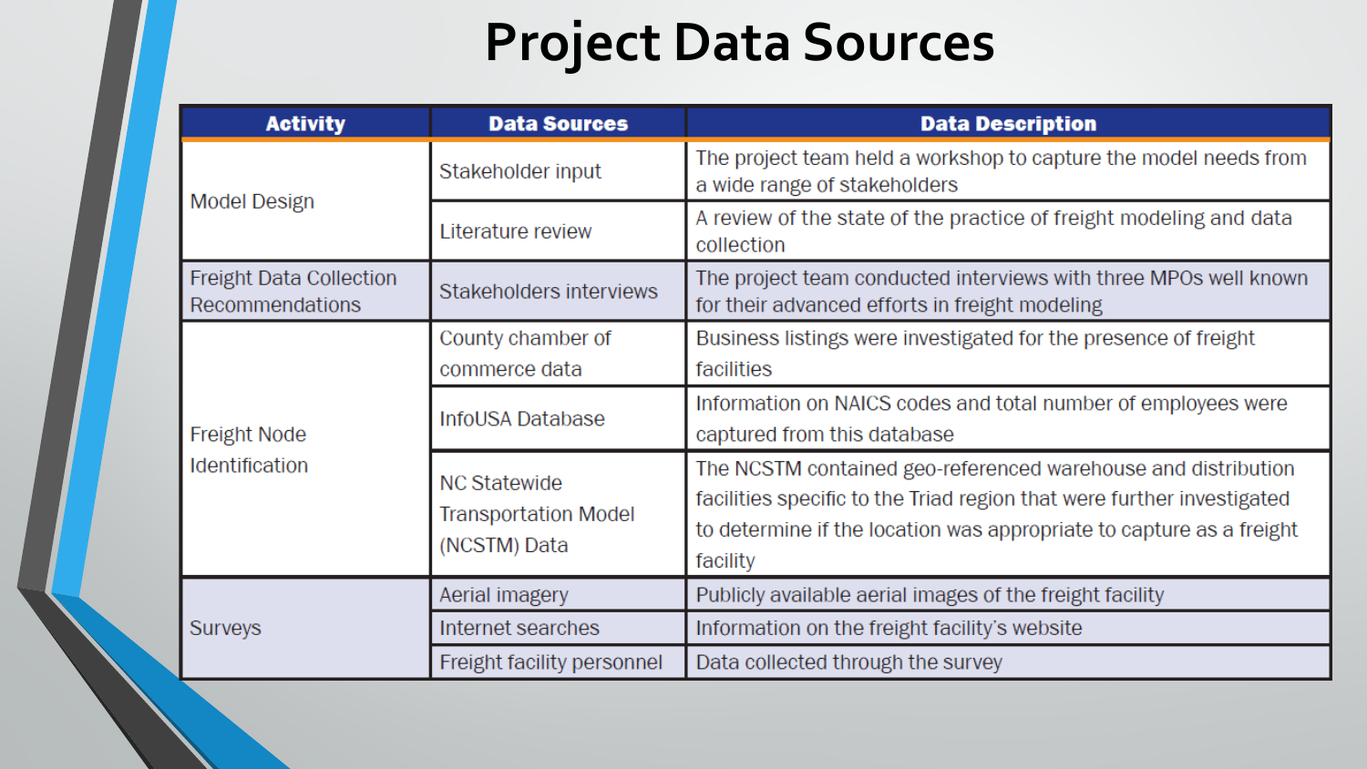# Project Data Sources

| Activity | Data Sources | Data Description |
|---|---|---|
| Model Design | Stakeholder input | The project team held a workshop to capture the model needs from a wide range of stakeholders |
| | Literature review | A review of the state of the practice of freight modeling and data collection |
| Freight Data Collection Recommendations | Stakeholders interviews | The project team conducted interviews with three MPOs well known for their advanced efforts in freight modeling |
| Freight Node Identification | County chamber of commerce data | Business listings were investigated for the presence of freight facilities |
| | InfoUSA Database | Information on NAICS codes and total number of employees were captured from this database |
| | NC Statewide Transportation Model (NCSTM) Data | The NCSTM contained geo-referenced warehouse and distribution facilities specific to the Triad region that were further investigated to determine if the location was appropriate to capture as a freight facility |
| Surveys | Aerial imagery | Publicly available aerial images of the freight facility |
| | Internet searches | Information on the freight facility's website |
| | Freight facility personnel | Data collected through the survey |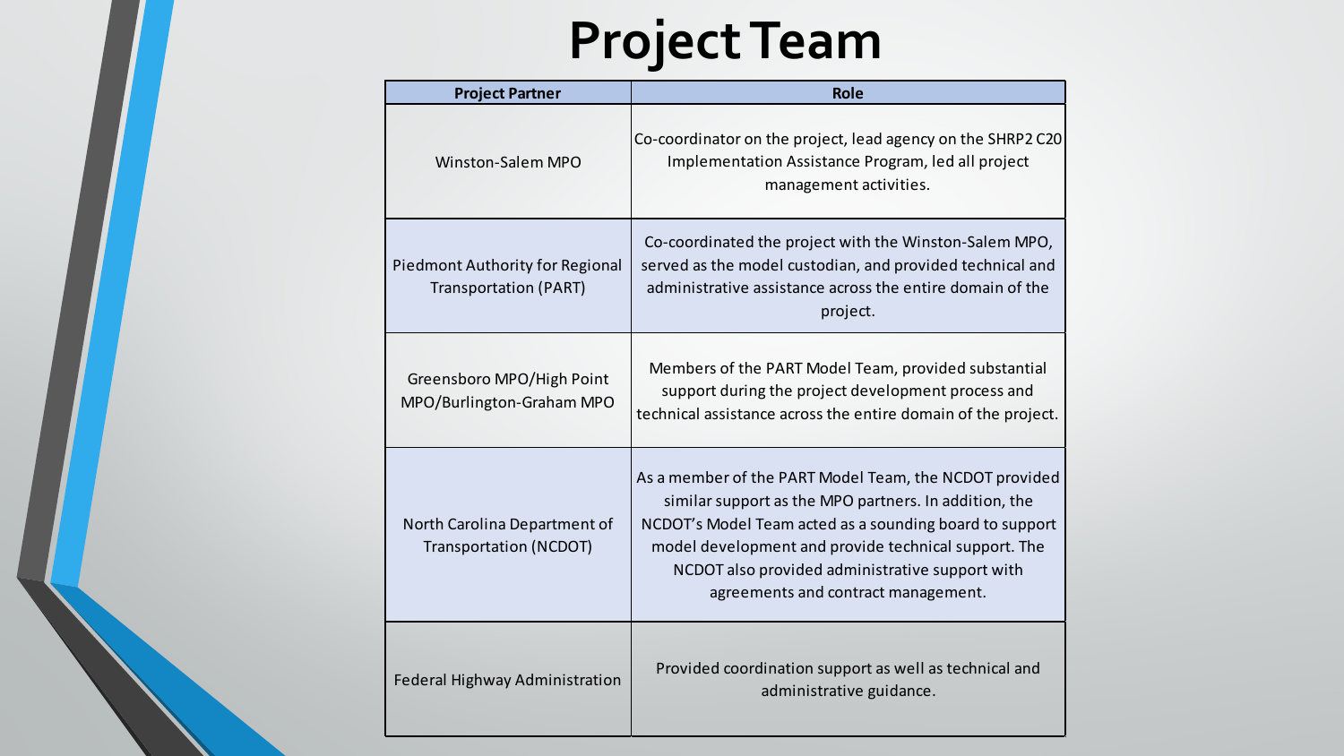# Project Team

| Project Partner | Role |
|---|---|
| Winston-Salem MPO | Co-coordinator on the project, lead agency on the SHRP2 C20 Implementation Assistance Program, led all project management activities. |
| Piedmont Authority for Regional Transportation (PART) | Co-coordinated the project with the Winston-Salem MPO, served as the model custodian, and provided technical and administrative assistance across the entire domain of the project. |
| Greensboro MPO/High Point MPO/Burlington-Graham MPO | Members of the PART Model Team, provided substantial support during the project development process and technical assistance across the entire domain of the project. |
| North Carolina Department of Transportation (NCDOT) | As a member of the PART Model Team, the NCDOT provided similar support as the MPO partners. In addition, the NCDOT's Model Team acted as a sounding board to support model development and provide technical support. The NCDOT also provided administrative support with agreements and contract management. |
| Federal Highway Administration | Provided coordination support as well as technical and administrative guidance. |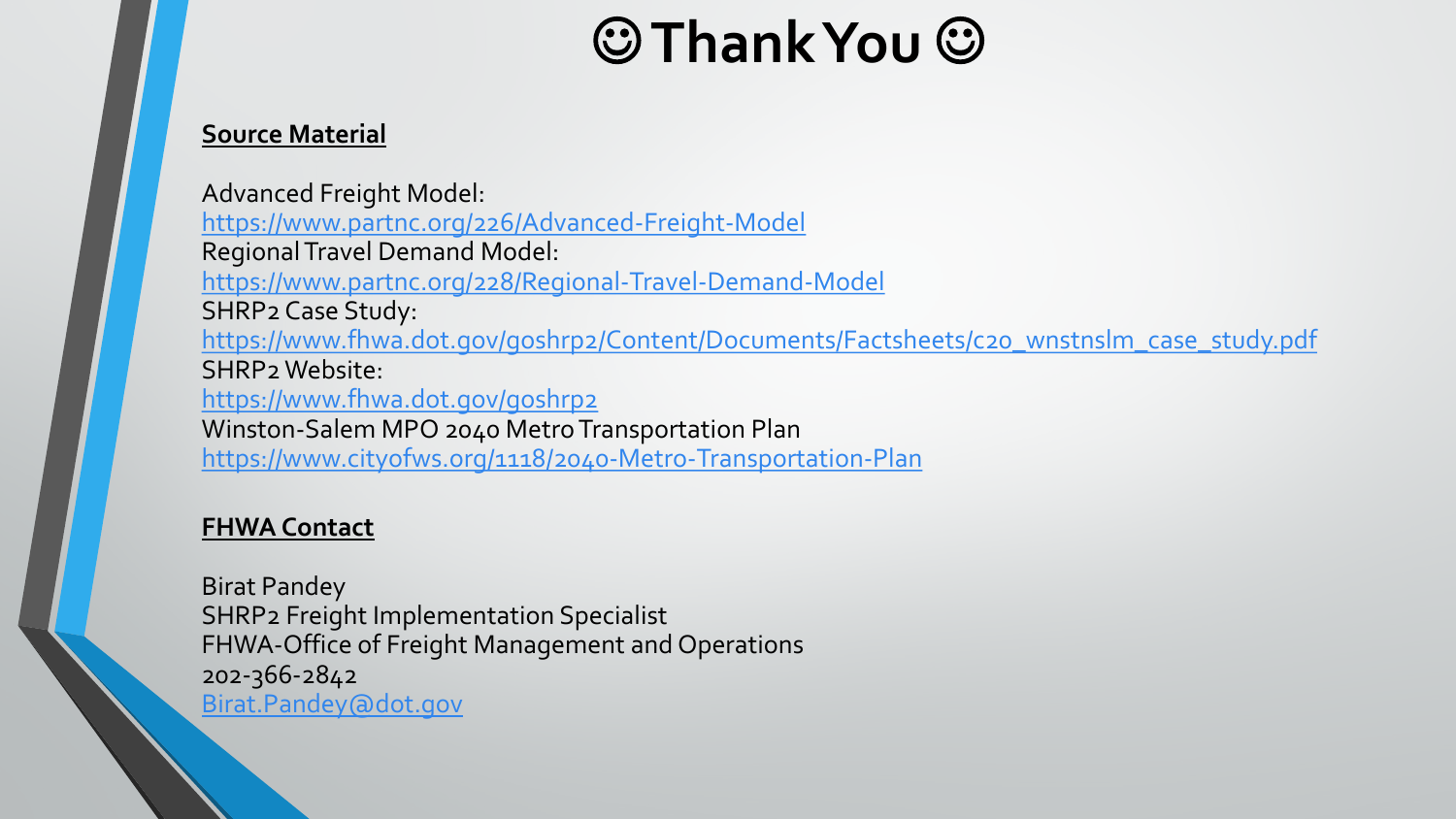# ☺ Thank You ☺

**Source Material**

Advanced Freight Model:
https://www.partnc.org/226/Advanced-Freight-Model
Regional Travel Demand Model:
https://www.partnc.org/228/Regional-Travel-Demand-Model
SHRP2 Case Study:
https://www.fhwa.dot.gov/goshrp2/Content/Documents/Factsheets/c20_wnstnslm_case_study.pdf
SHRP2 Website:
https://www.fhwa.dot.gov/goshrp2
Winston-Salem MPO 2040 Metro Transportation Plan
https://www.cityofws.org/1118/2040-Metro-Transportation-Plan

**FHWA Contact**

Birat Pandey
SHRP2 Freight Implementation Specialist
FHWA-Office of Freight Management and Operations
202-366-2842
Birat.Pandey@dot.gov